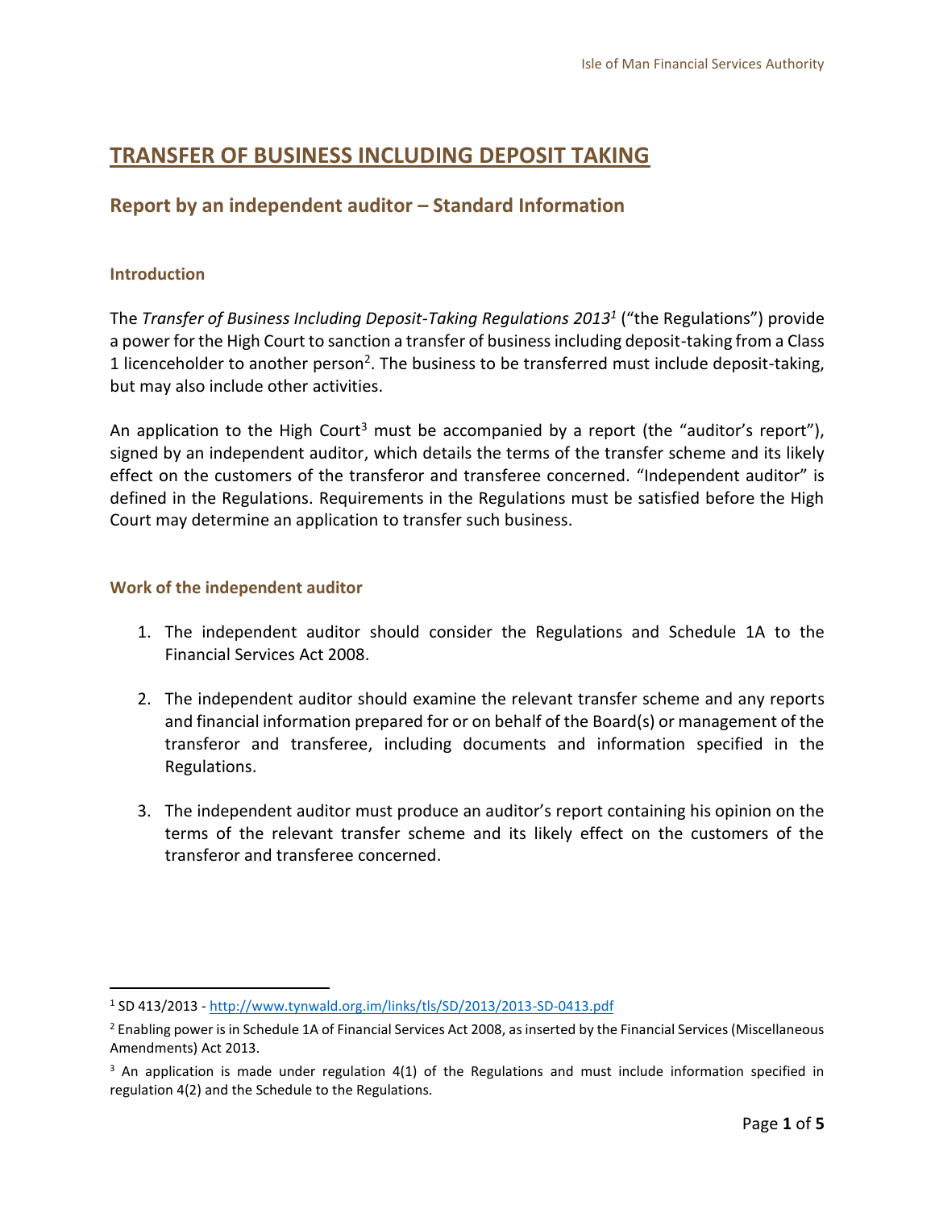# TRANSFER OF BUSINESS INCLUDING DEPOSIT TAKING

## Report by an independent auditor – Standard Information

### Introduction

The *Transfer of Business Including Deposit-Taking Regulations 2013*[1] ("the Regulations") provide a power for the High Court to sanction a transfer of business including deposit-taking from a Class 1 licenceholder to another person[2]. The business to be transferred must include deposit-taking, but may also include other activities.

An application to the High Court[3] must be accompanied by a report (the "auditor's report"), signed by an independent auditor, which details the terms of the transfer scheme and its likely effect on the customers of the transferor and transferee concerned. "Independent auditor" is defined in the Regulations. Requirements in the Regulations must be satisfied before the High Court may determine an application to transfer such business.

### Work of the independent auditor

1. The independent auditor should consider the Regulations and Schedule 1A to the Financial Services Act 2008.

2. The independent auditor should examine the relevant transfer scheme and any reports and financial information prepared for or on behalf of the Board(s) or management of the transferor and transferee, including documents and information specified in the Regulations.

3. The independent auditor must produce an auditor's report containing his opinion on the terms of the relevant transfer scheme and its likely effect on the customers of the transferor and transferee concerned.

---

[1] SD 413/2013 - http://www.tynwald.org.im/links/tls/SD/2013/2013-SD-0413.pdf

[2] Enabling power is in Schedule 1A of Financial Services Act 2008, as inserted by the Financial Services (Miscellaneous Amendments) Act 2013.

[3] An application is made under regulation 4(1) of the Regulations and must include information specified in regulation 4(2) and the Schedule to the Regulations.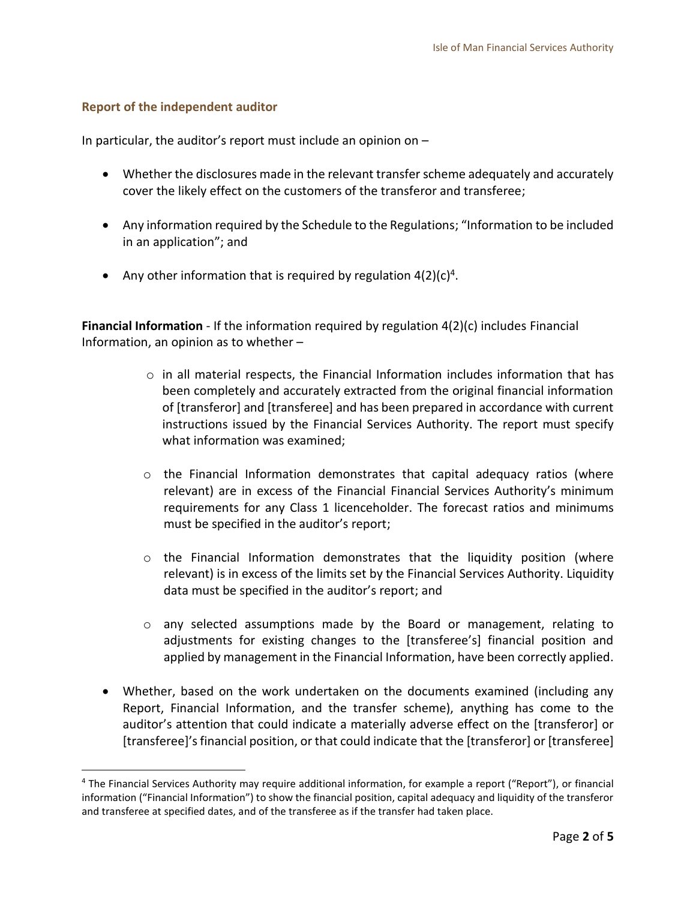### Report of the independent auditor

In particular, the auditor's report must include an opinion on –

- Whether the disclosures made in the relevant transfer scheme adequately and accurately cover the likely effect on the customers of the transferor and transferee;
- Any information required by the Schedule to the Regulations; "Information to be included in an application"; and
- Any other information that is required by regulation 4(2)(c)[4].

**Financial Information** - If the information required by regulation 4(2)(c) includes Financial Information, an opinion as to whether –

  - in all material respects, the Financial Information includes information that has been completely and accurately extracted from the original financial information of [transferor] and [transferee] and has been prepared in accordance with current instructions issued by the Financial Services Authority. The report must specify what information was examined;
  - the Financial Information demonstrates that capital adequacy ratios (where relevant) are in excess of the Financial Financial Services Authority's minimum requirements for any Class 1 licenceholder. The forecast ratios and minimums must be specified in the auditor's report;
  - the Financial Information demonstrates that the liquidity position (where relevant) is in excess of the limits set by the Financial Services Authority. Liquidity data must be specified in the auditor's report; and
  - any selected assumptions made by the Board or management, relating to adjustments for existing changes to the [transferee's] financial position and applied by management in the Financial Information, have been correctly applied.

- Whether, based on the work undertaken on the documents examined (including any Report, Financial Information, and the transfer scheme), anything has come to the auditor's attention that could indicate a materially adverse effect on the [transferor] or [transferee]'s financial position, or that could indicate that the [transferor] or [transferee]

---

[4] The Financial Services Authority may require additional information, for example a report ("Report"), or financial information ("Financial Information") to show the financial position, capital adequacy and liquidity of the transferor and transferee at specified dates, and of the transferee as if the transfer had taken place.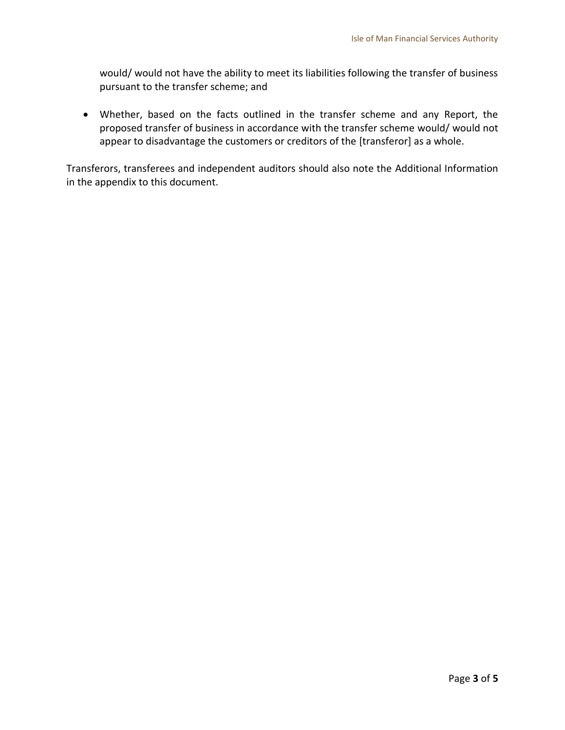would/ would not have the ability to meet its liabilities following the transfer of business pursuant to the transfer scheme; and

- Whether, based on the facts outlined in the transfer scheme and any Report, the proposed transfer of business in accordance with the transfer scheme would/ would not appear to disadvantage the customers or creditors of the [transferor] as a whole.

Transferors, transferees and independent auditors should also note the Additional Information in the appendix to this document.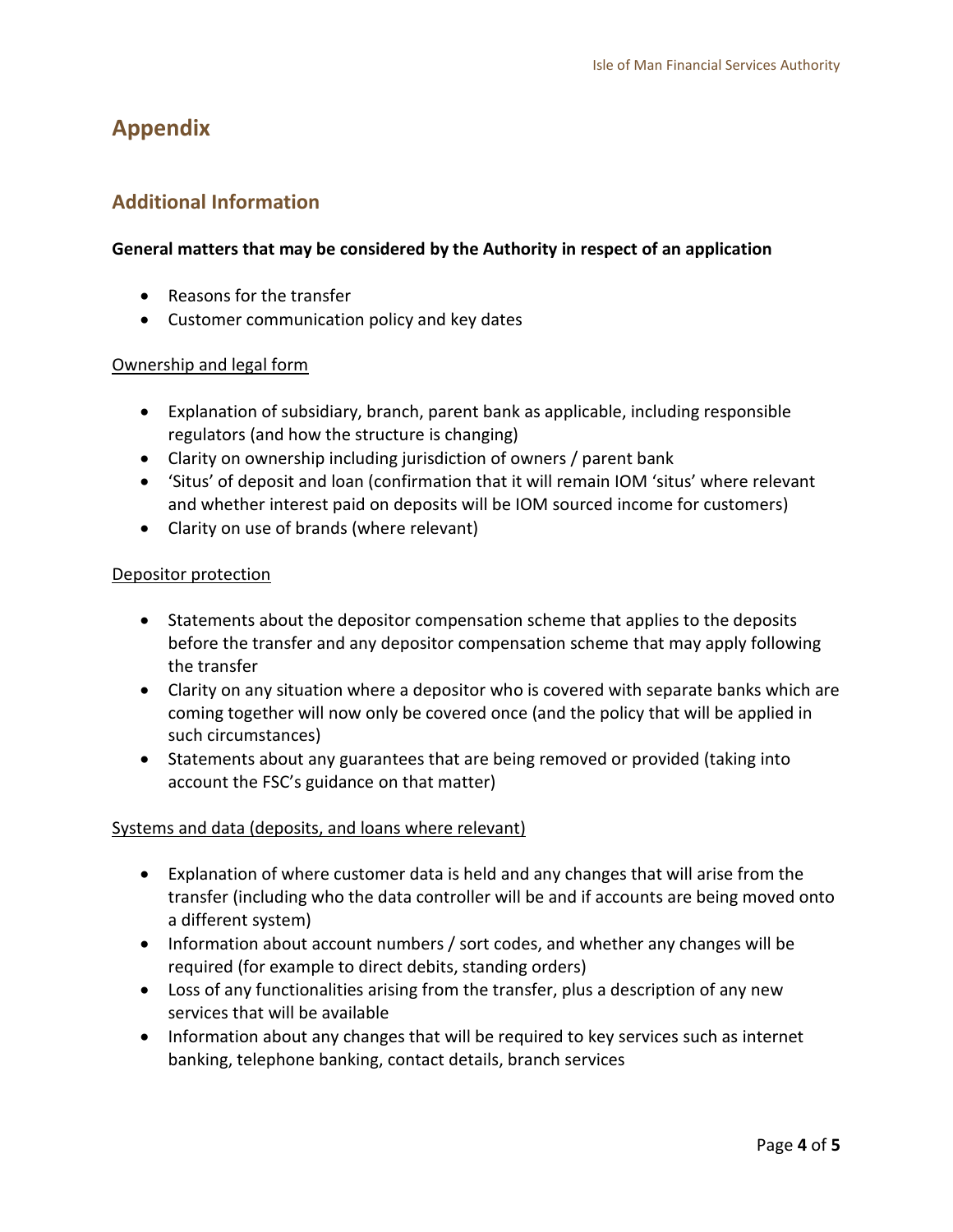# Appendix

## Additional Information

**General matters that may be considered by the Authority in respect of an application**

- Reasons for the transfer
- Customer communication policy and key dates

<u>Ownership and legal form</u>

- Explanation of subsidiary, branch, parent bank as applicable, including responsible regulators (and how the structure is changing)
- Clarity on ownership including jurisdiction of owners / parent bank
- 'Situs' of deposit and loan (confirmation that it will remain IOM 'situs' where relevant and whether interest paid on deposits will be IOM sourced income for customers)
- Clarity on use of brands (where relevant)

<u>Depositor protection</u>

- Statements about the depositor compensation scheme that applies to the deposits before the transfer and any depositor compensation scheme that may apply following the transfer
- Clarity on any situation where a depositor who is covered with separate banks which are coming together will now only be covered once (and the policy that will be applied in such circumstances)
- Statements about any guarantees that are being removed or provided (taking into account the FSC's guidance on that matter)

<u>Systems and data (deposits, and loans where relevant)</u>

- Explanation of where customer data is held and any changes that will arise from the transfer (including who the data controller will be and if accounts are being moved onto a different system)
- Information about account numbers / sort codes, and whether any changes will be required (for example to direct debits, standing orders)
- Loss of any functionalities arising from the transfer, plus a description of any new services that will be available
- Information about any changes that will be required to key services such as internet banking, telephone banking, contact details, branch services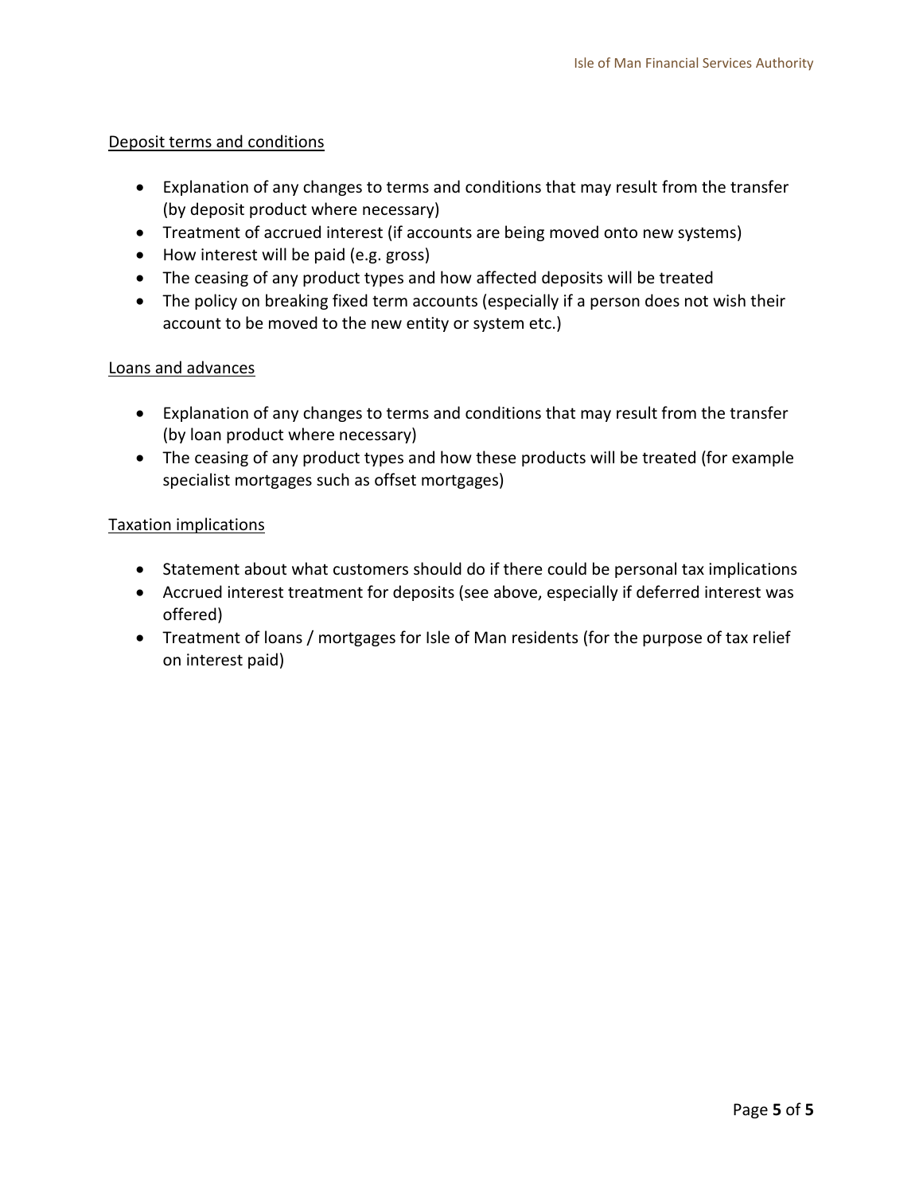Deposit terms and conditions

- Explanation of any changes to terms and conditions that may result from the transfer (by deposit product where necessary)
- Treatment of accrued interest (if accounts are being moved onto new systems)
- How interest will be paid (e.g. gross)
- The ceasing of any product types and how affected deposits will be treated
- The policy on breaking fixed term accounts (especially if a person does not wish their account to be moved to the new entity or system etc.)

Loans and advances

- Explanation of any changes to terms and conditions that may result from the transfer (by loan product where necessary)
- The ceasing of any product types and how these products will be treated (for example specialist mortgages such as offset mortgages)

Taxation implications

- Statement about what customers should do if there could be personal tax implications
- Accrued interest treatment for deposits (see above, especially if deferred interest was offered)
- Treatment of loans / mortgages for Isle of Man residents (for the purpose of tax relief on interest paid)